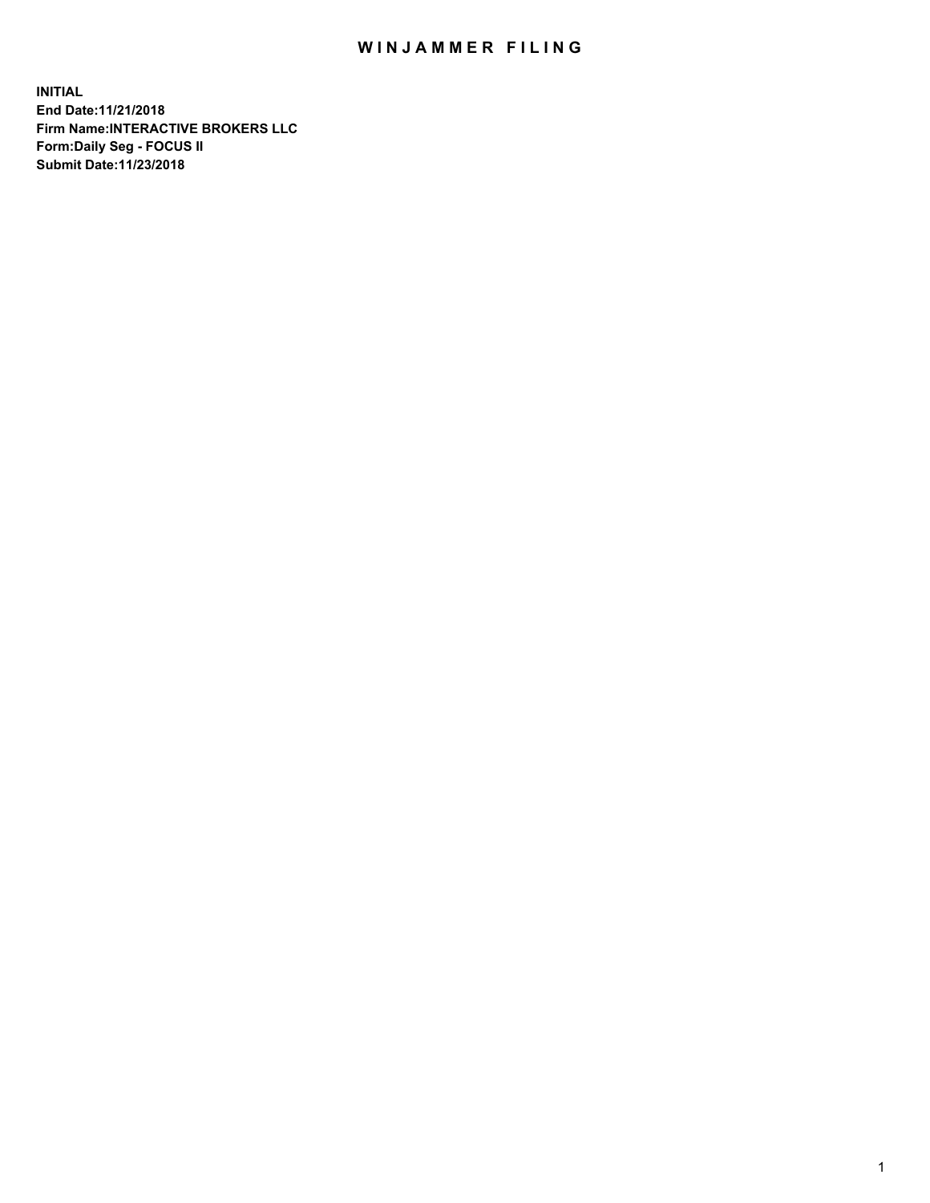# WINJAMMER FILING

**INITIAL**
**End Date:11/21/2018**
**Firm Name:INTERACTIVE BROKERS LLC**
**Form:Daily Seg - FOCUS II**
**Submit Date:11/23/2018**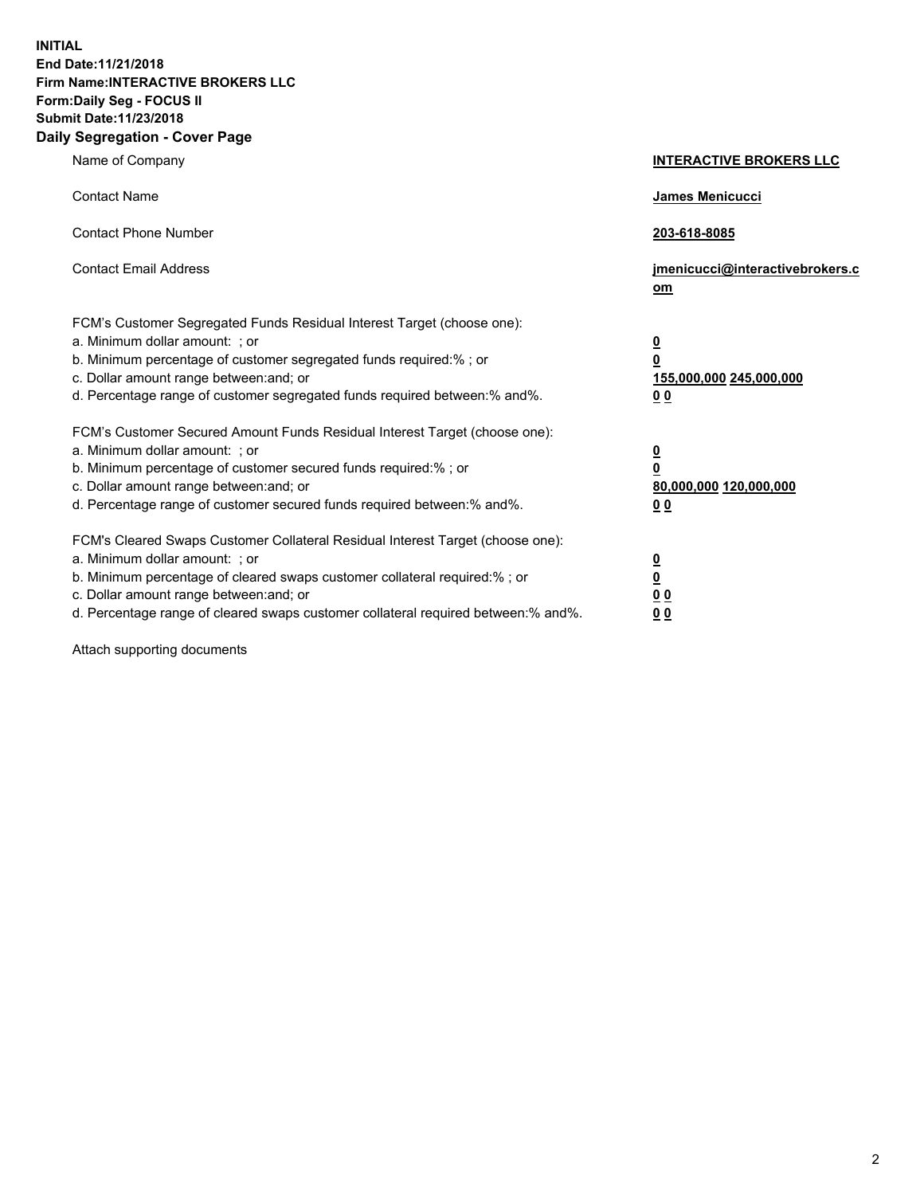**INITIAL**
**End Date:11/21/2018**
**Firm Name:INTERACTIVE BROKERS LLC**
**Form:Daily Seg - FOCUS II**
**Submit Date:11/23/2018**
**Daily Segregation - Cover Page**

| | |
|---|---|
| Name of Company | **INTERACTIVE BROKERS LLC** |
| Contact Name | **James Menicucci** |
| Contact Phone Number | **203-618-8085** |
| Contact Email Address | **jmenicucci@interactivebrokers.com** |

FCM's Customer Segregated Funds Residual Interest Target (choose one):

| | |
|---|---|
| a. Minimum dollar amount: ; or | **0** |
| b. Minimum percentage of customer segregated funds required:% ; or | **0** |
| c. Dollar amount range between:and; or | **155,000,000 245,000,000** |
| d. Percentage range of customer segregated funds required between:% and%. | **0 0** |

FCM's Customer Secured Amount Funds Residual Interest Target (choose one):

| | |
|---|---|
| a. Minimum dollar amount: ; or | **0** |
| b. Minimum percentage of customer secured funds required:% ; or | **0** |
| c. Dollar amount range between:and; or | **80,000,000 120,000,000** |
| d. Percentage range of customer secured funds required between:% and%. | **0 0** |

FCM's Cleared Swaps Customer Collateral Residual Interest Target (choose one):

| | |
|---|---|
| a. Minimum dollar amount: ; or | **0** |
| b. Minimum percentage of cleared swaps customer collateral required:% ; or | **0** |
| c. Dollar amount range between:and; or | **0 0** |
| d. Percentage range of cleared swaps customer collateral required between:% and%. | **0 0** |

Attach supporting documents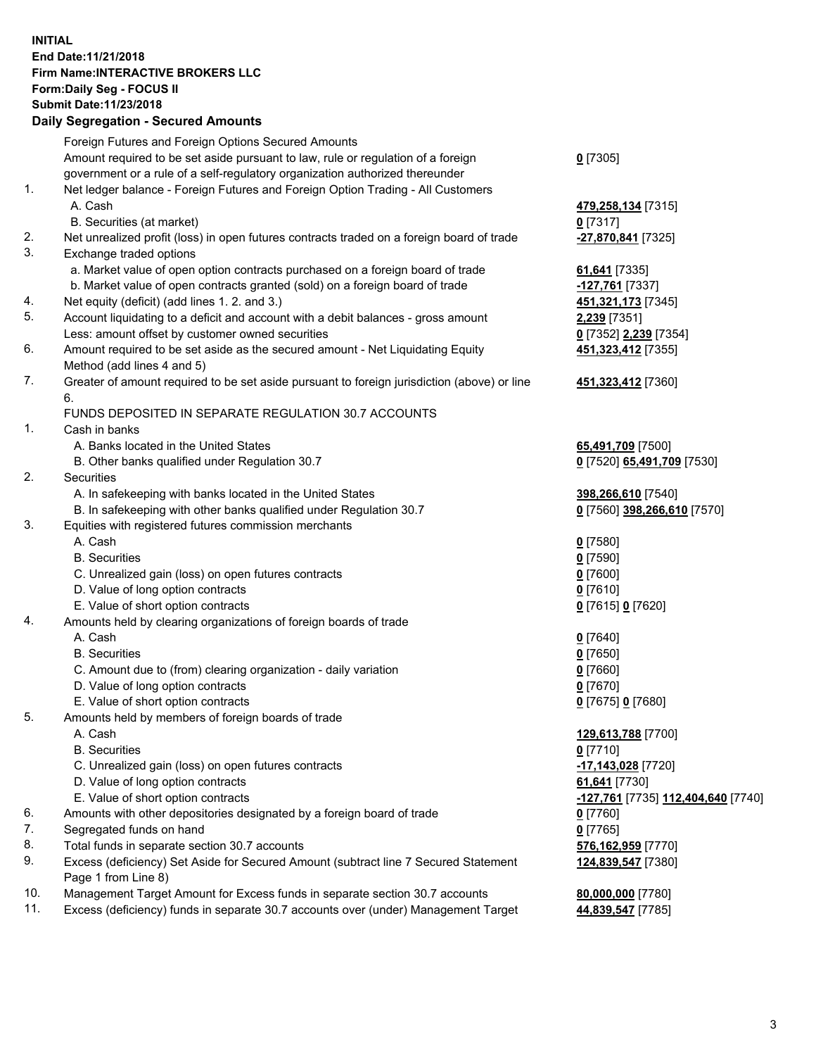**INITIAL**
**End Date:11/21/2018**
**Firm Name:INTERACTIVE BROKERS LLC**
**Form:Daily Seg - FOCUS II**
**Submit Date:11/23/2018**
**Daily Segregation - Secured Amounts**

| | | |
|---|---|---|
| | Foreign Futures and Foreign Options Secured Amounts | |
| | Amount required to be set aside pursuant to law, rule or regulation of a foreign government or a rule of a self-regulatory organization authorized thereunder | **0** [7305] |
| 1. | Net ledger balance - Foreign Futures and Foreign Option Trading - All Customers | |
| | A. Cash | **479,258,134** [7315] |
| | B. Securities (at market) | **0** [7317] |
| 2. | Net unrealized profit (loss) in open futures contracts traded on a foreign board of trade | **-27,870,841** [7325] |
| 3. | Exchange traded options | |
| | a. Market value of open option contracts purchased on a foreign board of trade | **61,641** [7335] |
| | b. Market value of open contracts granted (sold) on a foreign board of trade | **-127,761** [7337] |
| 4. | Net equity (deficit) (add lines 1. 2. and 3.) | **451,321,173** [7345] |
| 5. | Account liquidating to a deficit and account with a debit balances - gross amount | **2,239** [7351] |
| | Less: amount offset by customer owned securities | **0** [7352] **2,239** [7354] |
| 6. | Amount required to be set aside as the secured amount - Net Liquidating Equity Method (add lines 4 and 5) | **451,323,412** [7355] |
| 7. | Greater of amount required to be set aside pursuant to foreign jurisdiction (above) or line 6. | **451,323,412** [7360] |
| | FUNDS DEPOSITED IN SEPARATE REGULATION 30.7 ACCOUNTS | |
| 1. | Cash in banks | |
| | A. Banks located in the United States | **65,491,709** [7500] |
| | B. Other banks qualified under Regulation 30.7 | **0** [7520] **65,491,709** [7530] |
| 2. | Securities | |
| | A. In safekeeping with banks located in the United States | **398,266,610** [7540] |
| | B. In safekeeping with other banks qualified under Regulation 30.7 | **0** [7560] **398,266,610** [7570] |
| 3. | Equities with registered futures commission merchants | |
| | A. Cash | **0** [7580] |
| | B. Securities | **0** [7590] |
| | C. Unrealized gain (loss) on open futures contracts | **0** [7600] |
| | D. Value of long option contracts | **0** [7610] |
| | E. Value of short option contracts | **0** [7615] **0** [7620] |
| 4. | Amounts held by clearing organizations of foreign boards of trade | |
| | A. Cash | **0** [7640] |
| | B. Securities | **0** [7650] |
| | C. Amount due to (from) clearing organization - daily variation | **0** [7660] |
| | D. Value of long option contracts | **0** [7670] |
| | E. Value of short option contracts | **0** [7675] **0** [7680] |
| 5. | Amounts held by members of foreign boards of trade | |
| | A. Cash | **129,613,788** [7700] |
| | B. Securities | **0** [7710] |
| | C. Unrealized gain (loss) on open futures contracts | **-17,143,028** [7720] |
| | D. Value of long option contracts | **61,641** [7730] |
| | E. Value of short option contracts | **-127,761** [7735] **112,404,640** [7740] |
| 6. | Amounts with other depositories designated by a foreign board of trade | **0** [7760] |
| 7. | Segregated funds on hand | **0** [7765] |
| 8. | Total funds in separate section 30.7 accounts | **576,162,959** [7770] |
| 9. | Excess (deficiency) Set Aside for Secured Amount (subtract line 7 Secured Statement Page 1 from Line 8) | **124,839,547** [7380] |
| 10. | Management Target Amount for Excess funds in separate section 30.7 accounts | **80,000,000** [7780] |
| 11. | Excess (deficiency) funds in separate 30.7 accounts over (under) Management Target | **44,839,547** [7785] |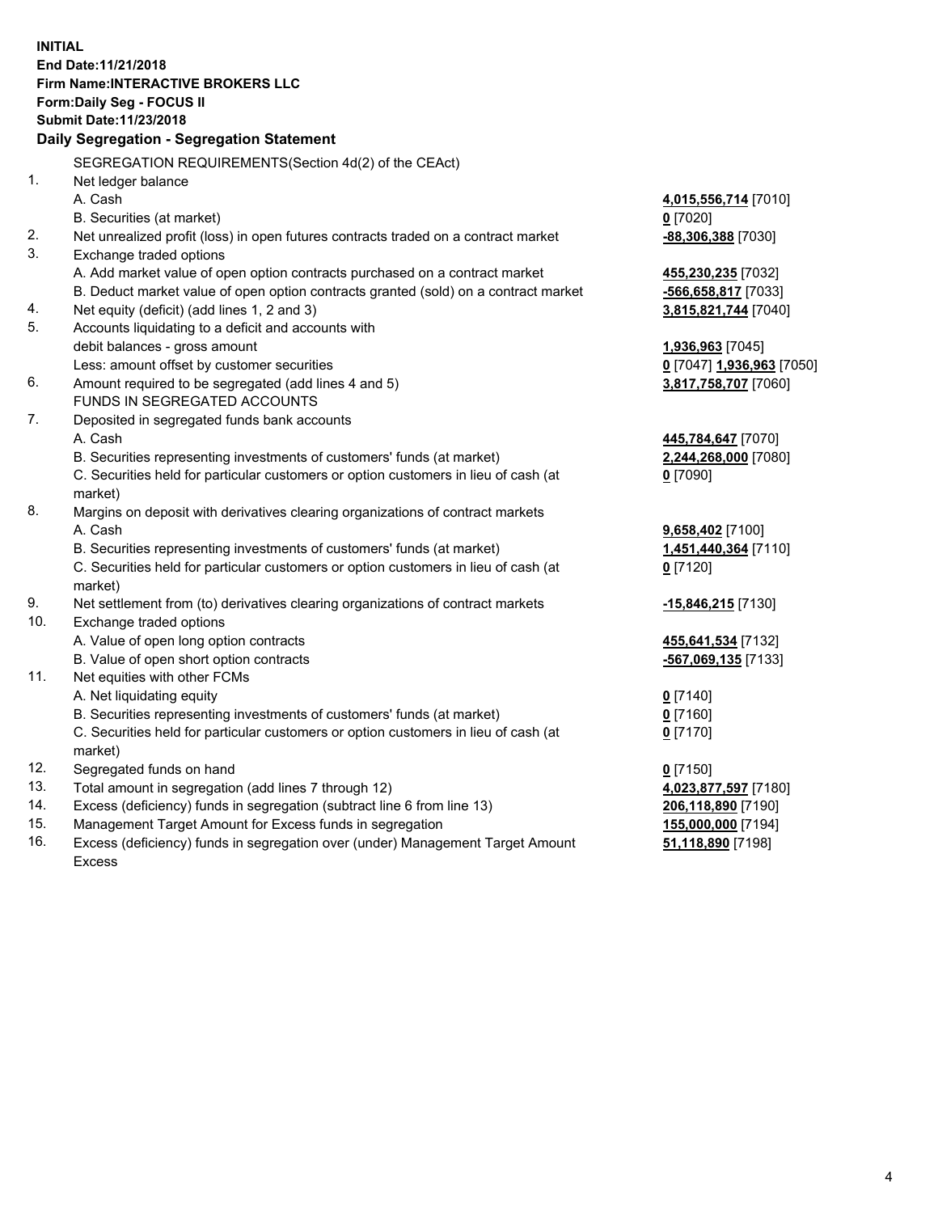**INITIAL**
**End Date:11/21/2018**
**Firm Name:INTERACTIVE BROKERS LLC**
**Form:Daily Seg - FOCUS II**
**Submit Date:11/23/2018**

## Daily Segregation - Segregation Statement

| | | |
|---|---|---|
| | SEGREGATION REQUIREMENTS(Section 4d(2) of the CEAct) | |
| 1. | Net ledger balance | |
| | A. Cash | **4,015,556,714** [7010] |
| | B. Securities (at market) | **0** [7020] |
| 2. | Net unrealized profit (loss) in open futures contracts traded on a contract market | **-88,306,388** [7030] |
| 3. | Exchange traded options | |
| | A. Add market value of open option contracts purchased on a contract market | **455,230,235** [7032] |
| | B. Deduct market value of open option contracts granted (sold) on a contract market | **-566,658,817** [7033] |
| 4. | Net equity (deficit) (add lines 1, 2 and 3) | **3,815,821,744** [7040] |
| 5. | Accounts liquidating to a deficit and accounts with | |
| | debit balances - gross amount | **1,936,963** [7045] |
| | Less: amount offset by customer securities | **0** [7047] **1,936,963** [7050] |
| 6. | Amount required to be segregated (add lines 4 and 5) | **3,817,758,707** [7060] |
| | FUNDS IN SEGREGATED ACCOUNTS | |
| 7. | Deposited in segregated funds bank accounts | |
| | A. Cash | **445,784,647** [7070] |
| | B. Securities representing investments of customers' funds (at market) | **2,244,268,000** [7080] |
| | C. Securities held for particular customers or option customers in lieu of cash (at market) | **0** [7090] |
| 8. | Margins on deposit with derivatives clearing organizations of contract markets | |
| | A. Cash | **9,658,402** [7100] |
| | B. Securities representing investments of customers' funds (at market) | **1,451,440,364** [7110] |
| | C. Securities held for particular customers or option customers in lieu of cash (at market) | **0** [7120] |
| 9. | Net settlement from (to) derivatives clearing organizations of contract markets | **-15,846,215** [7130] |
| 10. | Exchange traded options | |
| | A. Value of open long option contracts | **455,641,534** [7132] |
| | B. Value of open short option contracts | **-567,069,135** [7133] |
| 11. | Net equities with other FCMs | |
| | A. Net liquidating equity | **0** [7140] |
| | B. Securities representing investments of customers' funds (at market) | **0** [7160] |
| | C. Securities held for particular customers or option customers in lieu of cash (at market) | **0** [7170] |
| 12. | Segregated funds on hand | **0** [7150] |
| 13. | Total amount in segregation (add lines 7 through 12) | **4,023,877,597** [7180] |
| 14. | Excess (deficiency) funds in segregation (subtract line 6 from line 13) | **206,118,890** [7190] |
| 15. | Management Target Amount for Excess funds in segregation | **155,000,000** [7194] |
| 16. | Excess (deficiency) funds in segregation over (under) Management Target Amount Excess | **51,118,890** [7198] |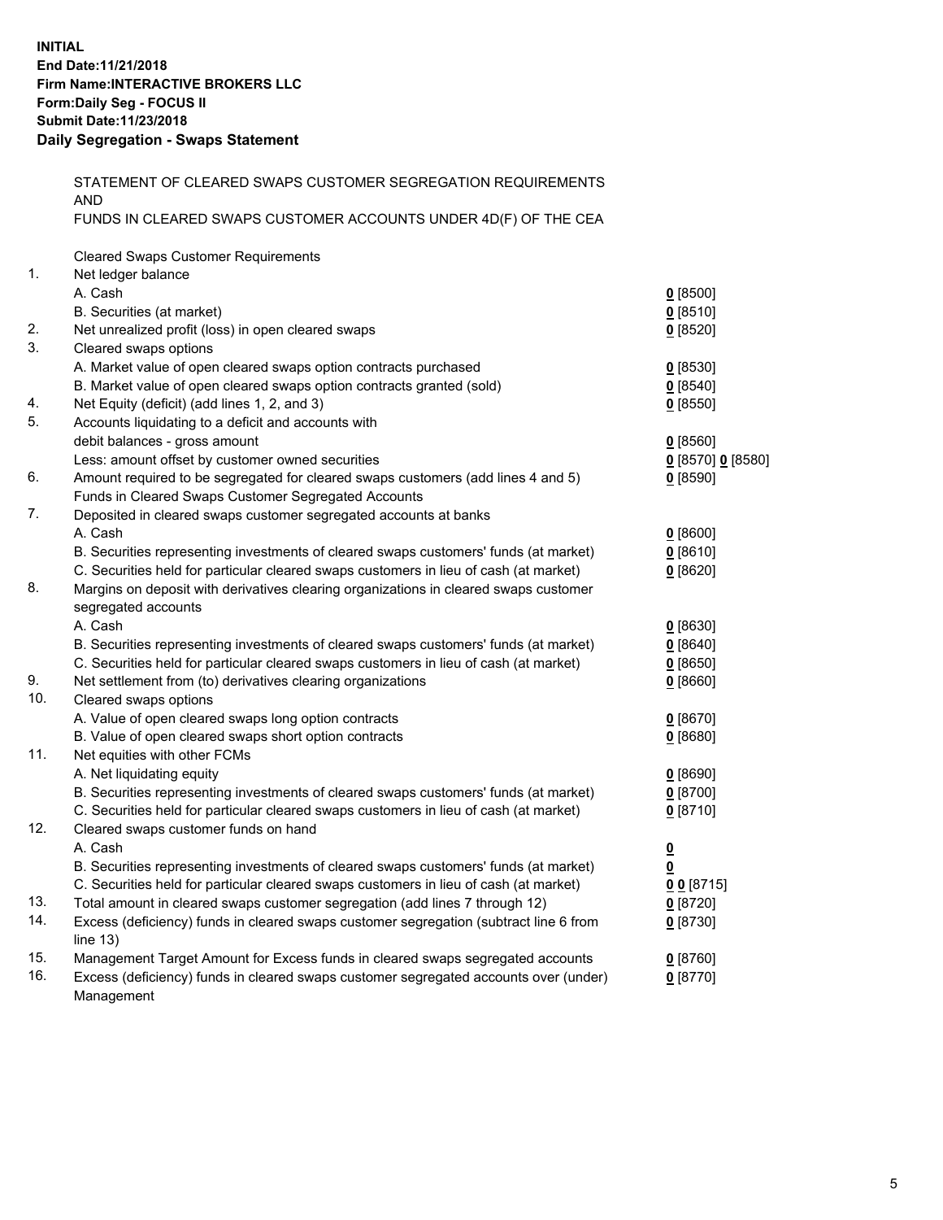**INITIAL**
**End Date:11/21/2018**
**Firm Name:INTERACTIVE BROKERS LLC**
**Form:Daily Seg - FOCUS II**
**Submit Date:11/23/2018**
**Daily Segregation - Swaps Statement**

STATEMENT OF CLEARED SWAPS CUSTOMER SEGREGATION REQUIREMENTS AND FUNDS IN CLEARED SWAPS CUSTOMER ACCOUNTS UNDER 4D(F) OF THE CEA

| | | |
|---|---|---|
| | Cleared Swaps Customer Requirements | |
| 1. | Net ledger balance | |
| | A. Cash | 0 [8500] |
| | B. Securities (at market) | 0 [8510] |
| 2. | Net unrealized profit (loss) in open cleared swaps | 0 [8520] |
| 3. | Cleared swaps options | |
| | A. Market value of open cleared swaps option contracts purchased | 0 [8530] |
| | B. Market value of open cleared swaps option contracts granted (sold) | 0 [8540] |
| 4. | Net Equity (deficit) (add lines 1, 2, and 3) | 0 [8550] |
| 5. | Accounts liquidating to a deficit and accounts with | |
| | debit balances - gross amount | 0 [8560] |
| | Less: amount offset by customer owned securities | 0 [8570] 0 [8580] |
| 6. | Amount required to be segregated for cleared swaps customers (add lines 4 and 5) | 0 [8590] |
| | Funds in Cleared Swaps Customer Segregated Accounts | |
| 7. | Deposited in cleared swaps customer segregated accounts at banks | |
| | A. Cash | 0 [8600] |
| | B. Securities representing investments of cleared swaps customers' funds (at market) | 0 [8610] |
| | C. Securities held for particular cleared swaps customers in lieu of cash (at market) | 0 [8620] |
| 8. | Margins on deposit with derivatives clearing organizations in cleared swaps customer segregated accounts | |
| | A. Cash | 0 [8630] |
| | B. Securities representing investments of cleared swaps customers' funds (at market) | 0 [8640] |
| | C. Securities held for particular cleared swaps customers in lieu of cash (at market) | 0 [8650] |
| 9. | Net settlement from (to) derivatives clearing organizations | 0 [8660] |
| 10. | Cleared swaps options | |
| | A. Value of open cleared swaps long option contracts | 0 [8670] |
| | B. Value of open cleared swaps short option contracts | 0 [8680] |
| 11. | Net equities with other FCMs | |
| | A. Net liquidating equity | 0 [8690] |
| | B. Securities representing investments of cleared swaps customers' funds (at market) | 0 [8700] |
| | C. Securities held for particular cleared swaps customers in lieu of cash (at market) | 0 [8710] |
| 12. | Cleared swaps customer funds on hand | |
| | A. Cash | 0 |
| | B. Securities representing investments of cleared swaps customers' funds (at market) | 0 |
| | C. Securities held for particular cleared swaps customers in lieu of cash (at market) | 0 0 [8715] |
| 13. | Total amount in cleared swaps customer segregation (add lines 7 through 12) | 0 [8720] |
| 14. | Excess (deficiency) funds in cleared swaps customer segregation (subtract line 6 from line 13) | 0 [8730] |
| 15. | Management Target Amount for Excess funds in cleared swaps segregated accounts | 0 [8760] |
| 16. | Excess (deficiency) funds in cleared swaps customer segregated accounts over (under) Management | 0 [8770] |